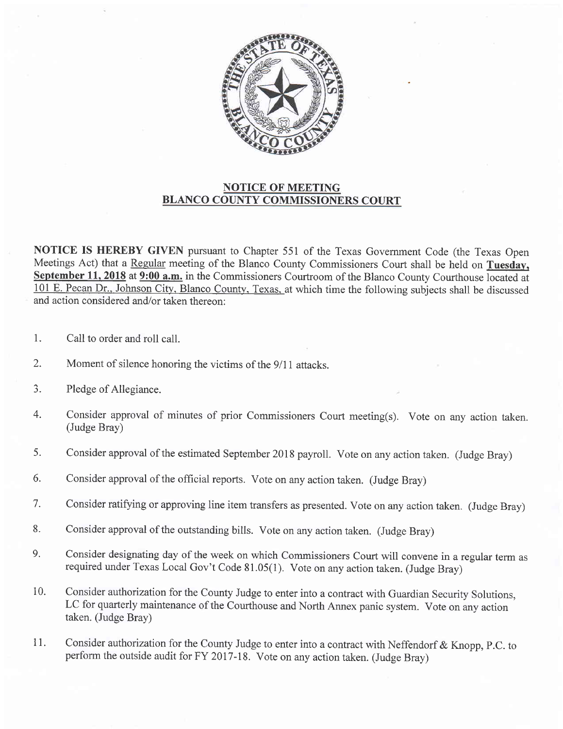## NOTICE OF MEETING
## BLANCO COUNTY COMMISSIONERS COURT

**NOTICE IS HEREBY GIVEN** pursuant to Chapter 551 of the Texas Government Code (the Texas Open Meetings Act) that a Regular meeting of the Blanco County Commissioners Court shall be held on **Tuesday, September 11, 2018** at **9:00 a.m.** in the Commissioners Courtroom of the Blanco County Courthouse located at 101 E. Pecan Dr., Johnson City, Blanco County, Texas, at which time the following subjects shall be discussed and action considered and/or taken thereon:

1. Call to order and roll call.

2. Moment of silence honoring the victims of the 9/11 attacks.

3. Pledge of Allegiance.

4. Consider approval of minutes of prior Commissioners Court meeting(s). Vote on any action taken. (Judge Bray)

5. Consider approval of the estimated September 2018 payroll. Vote on any action taken. (Judge Bray)

6. Consider approval of the official reports. Vote on any action taken. (Judge Bray)

7. Consider ratifying or approving line item transfers as presented. Vote on any action taken. (Judge Bray)

8. Consider approval of the outstanding bills. Vote on any action taken. (Judge Bray)

9. Consider designating day of the week on which Commissioners Court will convene in a regular term as required under Texas Local Gov't Code 81.05(1). Vote on any action taken. (Judge Bray)

10. Consider authorization for the County Judge to enter into a contract with Guardian Security Solutions, LC for quarterly maintenance of the Courthouse and North Annex panic system. Vote on any action taken. (Judge Bray)

11. Consider authorization for the County Judge to enter into a contract with Neffendorf & Knopp, P.C. to perform the outside audit for FY 2017-18. Vote on any action taken. (Judge Bray)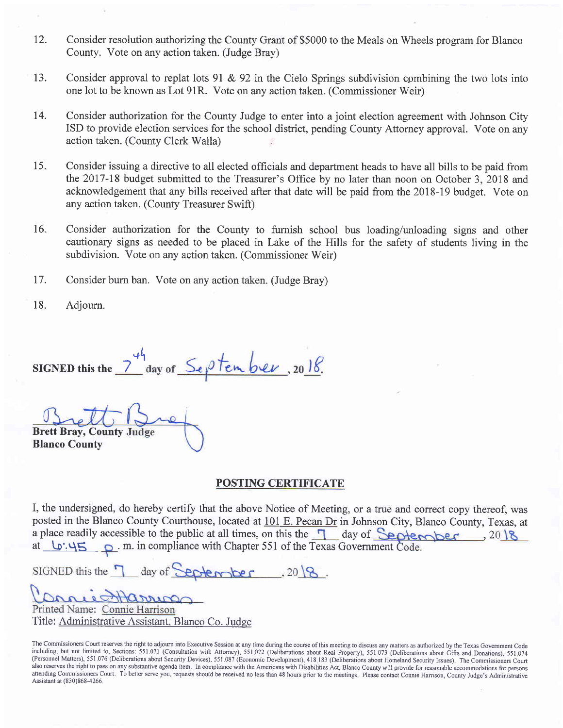12. Consider resolution authorizing the County Grant of $5000 to the Meals on Wheels program for Blanco County. Vote on any action taken. (Judge Bray)

13. Consider approval to replat lots 91 & 92 in the Cielo Springs subdivision combining the two lots into one lot to be known as Lot 91R. Vote on any action taken. (Commissioner Weir)

14. Consider authorization for the County Judge to enter into a joint election agreement with Johnson City ISD to provide election services for the school district, pending County Attorney approval. Vote on any action taken. (County Clerk Walla)

15. Consider issuing a directive to all elected officials and department heads to have all bills to be paid from the 2017-18 budget submitted to the Treasurer's Office by no later than noon on October 3, 2018 and acknowledgement that any bills received after that date will be paid from the 2018-19 budget. Vote on any action taken. (County Treasurer Swift)

16. Consider authorization for the County to furnish school bus loading/unloading signs and other cautionary signs as needed to be placed in Lake of the Hills for the safety of students living in the subdivision. Vote on any action taken. (Commissioner Weir)

17. Consider burn ban. Vote on any action taken. (Judge Bray)

18. Adjourn.

**SIGNED this the** 7th **day of** September**, 20**18.

Brett Bray

**Brett Bray, County Judge**
**Blanco County**

## POSTING CERTIFICATE

I, the undersigned, do hereby certify that the above Notice of Meeting, or a true and correct copy thereof, was posted in the Blanco County Courthouse, located at 101 E. Pecan Dr in Johnson City, Blanco County, Texas, at a place readily accessible to the public at all times, on this the 7 day of September, 20 18 at 6:45 p. m. in compliance with Chapter 551 of the Texas Government Code.

SIGNED this the 7 day of September, 20 18.

Connie Harrison

Printed Name: Connie Harrison
Title: Administrative Assistant, Blanco Co. Judge

The Commissioners Court reserves the right to adjourn into Executive Session at any time during the course of this meeting to discuss any matters as authorized by the Texas Government Code including, but not limited to, Sections: 551.071 (Consultation with Attorney), 551.072 (Deliberations about Real Property), 551.073 (Deliberations about Gifts and Donations), 551.074 (Personnel Matters), 551.076 (Deliberations about Security Devices), 551.087 (Economic Development), 418.183 (Deliberations about Homeland Security Issues). The Commissioners Court also reserves the right to pass on any substantive agenda item. In compliance with the Americans with Disabilities Act, Blanco County will provide for reasonable accommodations for persons attending Commissioners Court. To better serve you, requests should be received no less than 48 hours prior to the meetings. Please contact Connie Harrison, County Judge's Administrative Assistant at (830)868-4266.